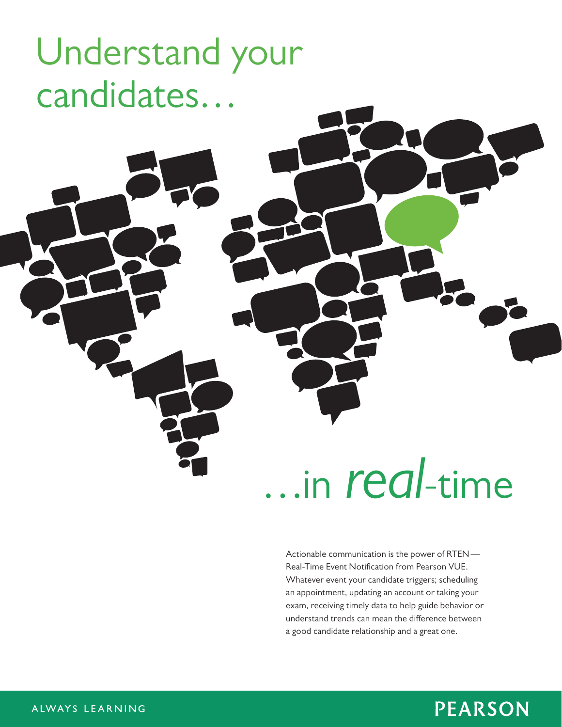# Understand your candidates…

# …in *real*-time

Actionable communication is the power of RTEN—Real-Time Event Notification from Pearson VUE. Whatever event your candidate triggers; scheduling an appointment, updating an account or taking your exam, receiving timely data to help guide behavior or understand trends can mean the difference between a good candidate relationship and a great one.

ALWAYS LEARNING

PEARSON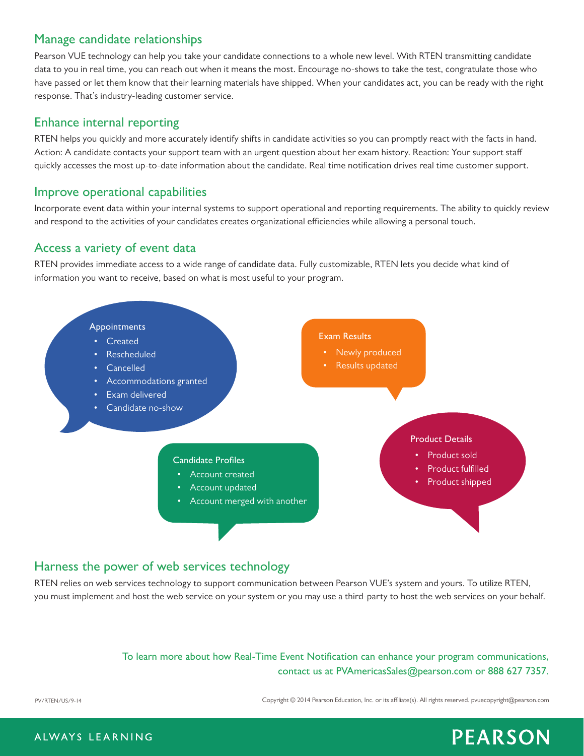## Manage candidate relationships

Pearson VUE technology can help you take your candidate connections to a whole new level. With RTEN transmitting candidate data to you in real time, you can reach out when it means the most. Encourage no-shows to take the test, congratulate those who have passed or let them know that their learning materials have shipped. When your candidates act, you can be ready with the right response. That's industry-leading customer service.

## Enhance internal reporting

RTEN helps you quickly and more accurately identify shifts in candidate activities so you can promptly react with the facts in hand. Action: A candidate contacts your support team with an urgent question about her exam history. Reaction: Your support staff quickly accesses the most up-to-date information about the candidate. Real time notification drives real time customer support.

## Improve operational capabilities

Incorporate event data within your internal systems to support operational and reporting requirements. The ability to quickly review and respond to the activities of your candidates creates organizational efficiencies while allowing a personal touch.

## Access a variety of event data

RTEN provides immediate access to a wide range of candidate data. Fully customizable, RTEN lets you decide what kind of information you want to receive, based on what is most useful to your program.

**Appointments**
- Created
- Rescheduled
- Cancelled
- Accommodations granted
- Exam delivered
- Candidate no-show

**Exam Results**
- Newly produced
- Results updated

**Candidate Profiles**
- Account created
- Account updated
- Account merged with another

**Product Details**
- Product sold
- Product fulfilled
- Product shipped

## Harness the power of web services technology

RTEN relies on web services technology to support communication between Pearson VUE's system and yours. To utilize RTEN, you must implement and host the web service on your system or you may use a third-party to host the web services on your behalf.

To learn more about how Real-Time Event Notification can enhance your program communications, contact us at PVAmericasSales@pearson.com or 888 627 7357.

PV/RTEN/US/9-14

Copyright © 2014 Pearson Education, Inc. or its affiliate(s). All rights reserved. pvuecopyright@pearson.com

ALWAYS LEARNING

PEARSON